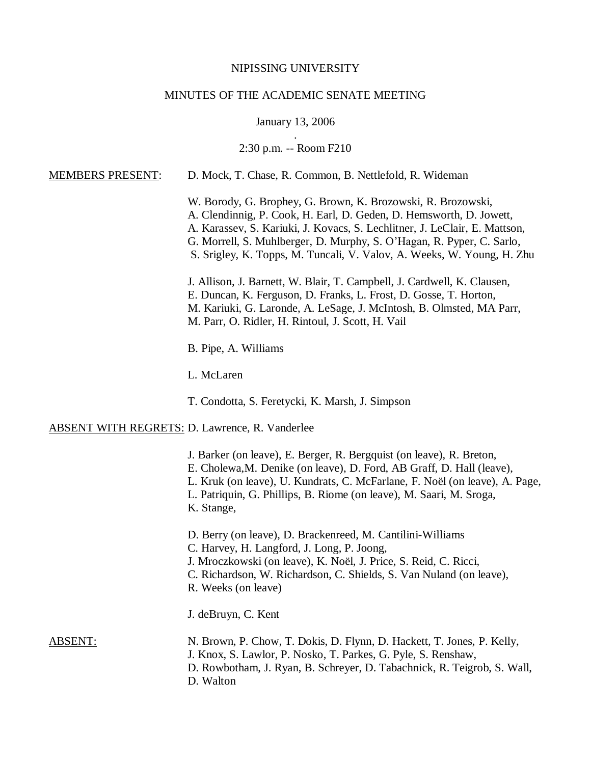NIPISSING UNIVERSITY

MINUTES OF THE ACADEMIC SENATE MEETING

January 13, 2006

2:30 p.m. -- Room F210

MEMBERS PRESENT: D. Mock, T. Chase, R. Common, B. Nettlefold, R. Wideman

W. Borody, G. Brophey, G. Brown, K. Brozowski, R. Brozowski, A. Clendinnig, P. Cook, H. Earl, D. Geden, D. Hemsworth, D. Jowett, A. Karassev, S. Kariuki, J. Kovacs, S. Lechlitner, J. LeClair, E. Mattson, G. Morrell, S. Muhlberger, D. Murphy, S. O'Hagan, R. Pyper, C. Sarlo, S. Srigley, K. Topps, M. Tuncali, V. Valov, A. Weeks, W. Young, H. Zhu

J. Allison, J. Barnett, W. Blair, T. Campbell, J. Cardwell, K. Clausen, E. Duncan, K. Ferguson, D. Franks, L. Frost, D. Gosse, T. Horton, M. Kariuki, G. Laronde, A. LeSage, J. McIntosh, B. Olmsted, MA Parr, M. Parr, O. Ridler, H. Rintoul, J. Scott, H. Vail

B. Pipe, A. Williams

L. McLaren

T. Condotta, S. Feretycki, K. Marsh, J. Simpson

ABSENT WITH REGRETS: D. Lawrence, R. Vanderlee

J. Barker (on leave), E. Berger, R. Bergquist (on leave), R. Breton, E. Cholewa,M. Denike (on leave), D. Ford, AB Graff, D. Hall (leave), L. Kruk (on leave), U. Kundrats, C. McFarlane, F. Noël (on leave), A. Page, L. Patriquin, G. Phillips, B. Riome (on leave), M. Saari, M. Sroga, K. Stange,

D. Berry (on leave), D. Brackenreed, M. Cantilini-Williams C. Harvey, H. Langford, J. Long, P. Joong, J. Mroczkowski (on leave), K. Noël, J. Price, S. Reid, C. Ricci, C. Richardson, W. Richardson, C. Shields, S. Van Nuland (on leave), R. Weeks (on leave)

J. deBruyn, C. Kent

ABSENT: N. Brown, P. Chow, T. Dokis, D. Flynn, D. Hackett, T. Jones, P. Kelly, J. Knox, S. Lawlor, P. Nosko, T. Parkes, G. Pyle, S. Renshaw, D. Rowbotham, J. Ryan, B. Schreyer, D. Tabachnick, R. Teigrob, S. Wall, D. Walton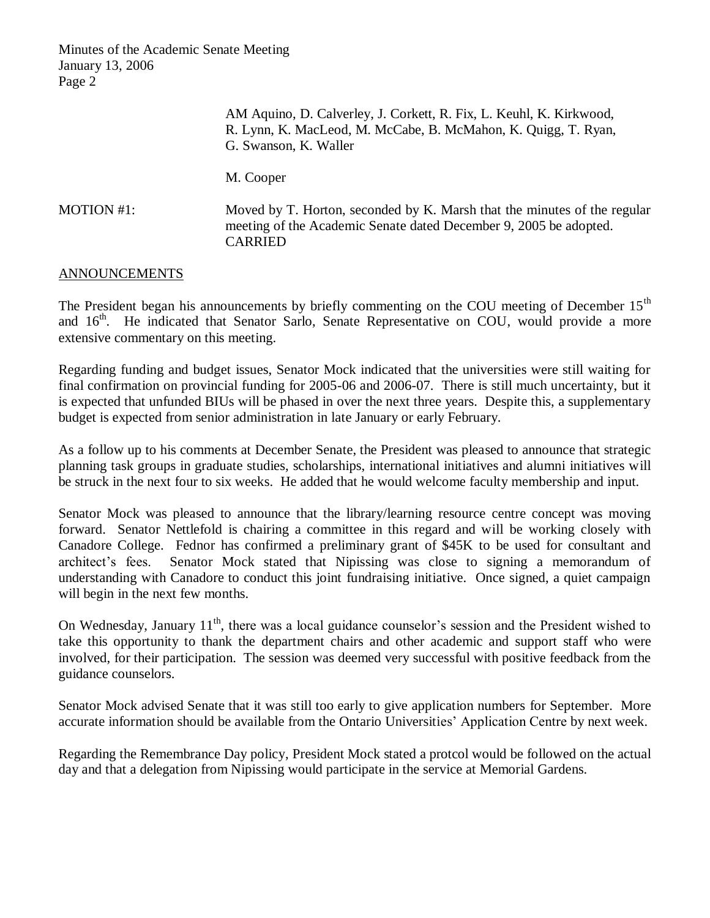AM Aquino, D. Calverley, J. Corkett, R. Fix, L. Keuhl, K. Kirkwood, R. Lynn, K. MacLeod, M. McCabe, B. McMahon, K. Quigg, T. Ryan, G. Swanson, K. Waller

M. Cooper

MOTION #1: Moved by T. Horton, seconded by K. Marsh that the minutes of the regular meeting of the Academic Senate dated December 9, 2005 be adopted. CARRIED

## ANNOUNCEMENTS

The President began his announcements by briefly commenting on the COU meeting of December 15th and 16th. He indicated that Senator Sarlo, Senate Representative on COU, would provide a more extensive commentary on this meeting.

Regarding funding and budget issues, Senator Mock indicated that the universities were still waiting for final confirmation on provincial funding for 2005-06 and 2006-07. There is still much uncertainty, but it is expected that unfunded BIUs will be phased in over the next three years. Despite this, a supplementary budget is expected from senior administration in late January or early February.

As a follow up to his comments at December Senate, the President was pleased to announce that strategic planning task groups in graduate studies, scholarships, international initiatives and alumni initiatives will be struck in the next four to six weeks. He added that he would welcome faculty membership and input.

Senator Mock was pleased to announce that the library/learning resource centre concept was moving forward. Senator Nettlefold is chairing a committee in this regard and will be working closely with Canadore College. Fednor has confirmed a preliminary grant of $45K to be used for consultant and architect's fees. Senator Mock stated that Nipissing was close to signing a memorandum of understanding with Canadore to conduct this joint fundraising initiative. Once signed, a quiet campaign will begin in the next few months.

On Wednesday, January 11th, there was a local guidance counselor's session and the President wished to take this opportunity to thank the department chairs and other academic and support staff who were involved, for their participation. The session was deemed very successful with positive feedback from the guidance counselors.

Senator Mock advised Senate that it was still too early to give application numbers for September. More accurate information should be available from the Ontario Universities' Application Centre by next week.

Regarding the Remembrance Day policy, President Mock stated a protcol would be followed on the actual day and that a delegation from Nipissing would participate in the service at Memorial Gardens.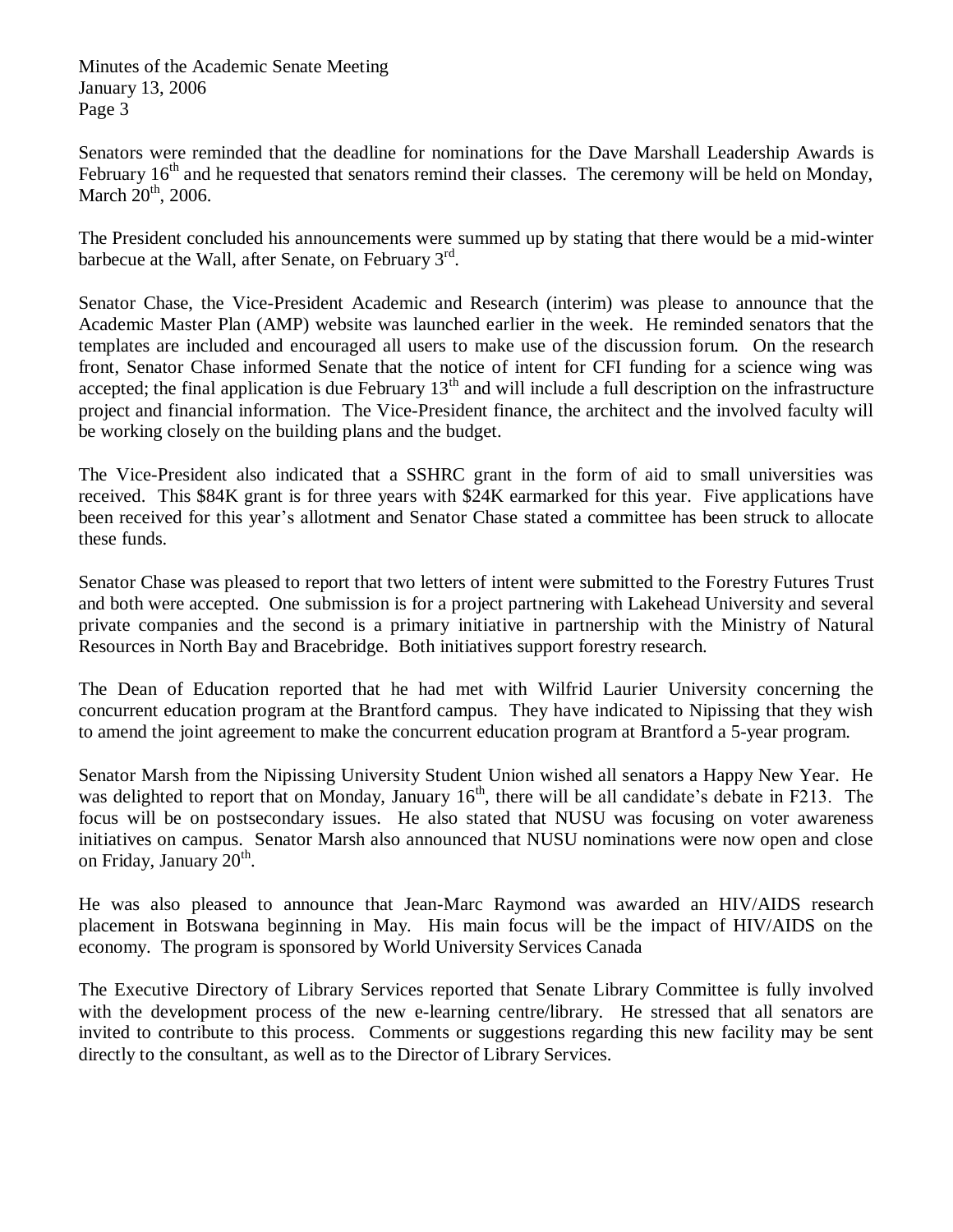Senators were reminded that the deadline for nominations for the Dave Marshall Leadership Awards is February 16th and he requested that senators remind their classes. The ceremony will be held on Monday, March 20th, 2006.

The President concluded his announcements were summed up by stating that there would be a mid-winter barbecue at the Wall, after Senate, on February 3rd.

Senator Chase, the Vice-President Academic and Research (interim) was please to announce that the Academic Master Plan (AMP) website was launched earlier in the week. He reminded senators that the templates are included and encouraged all users to make use of the discussion forum. On the research front, Senator Chase informed Senate that the notice of intent for CFI funding for a science wing was accepted; the final application is due February 13th and will include a full description on the infrastructure project and financial information. The Vice-President finance, the architect and the involved faculty will be working closely on the building plans and the budget.

The Vice-President also indicated that a SSHRC grant in the form of aid to small universities was received. This $84K grant is for three years with $24K earmarked for this year. Five applications have been received for this year's allotment and Senator Chase stated a committee has been struck to allocate these funds.

Senator Chase was pleased to report that two letters of intent were submitted to the Forestry Futures Trust and both were accepted. One submission is for a project partnering with Lakehead University and several private companies and the second is a primary initiative in partnership with the Ministry of Natural Resources in North Bay and Bracebridge. Both initiatives support forestry research.

The Dean of Education reported that he had met with Wilfrid Laurier University concerning the concurrent education program at the Brantford campus. They have indicated to Nipissing that they wish to amend the joint agreement to make the concurrent education program at Brantford a 5-year program.

Senator Marsh from the Nipissing University Student Union wished all senators a Happy New Year. He was delighted to report that on Monday, January 16th, there will be all candidate's debate in F213. The focus will be on postsecondary issues. He also stated that NUSU was focusing on voter awareness initiatives on campus. Senator Marsh also announced that NUSU nominations were now open and close on Friday, January 20th.

He was also pleased to announce that Jean-Marc Raymond was awarded an HIV/AIDS research placement in Botswana beginning in May. His main focus will be the impact of HIV/AIDS on the economy. The program is sponsored by World University Services Canada

The Executive Directory of Library Services reported that Senate Library Committee is fully involved with the development process of the new e-learning centre/library. He stressed that all senators are invited to contribute to this process. Comments or suggestions regarding this new facility may be sent directly to the consultant, as well as to the Director of Library Services.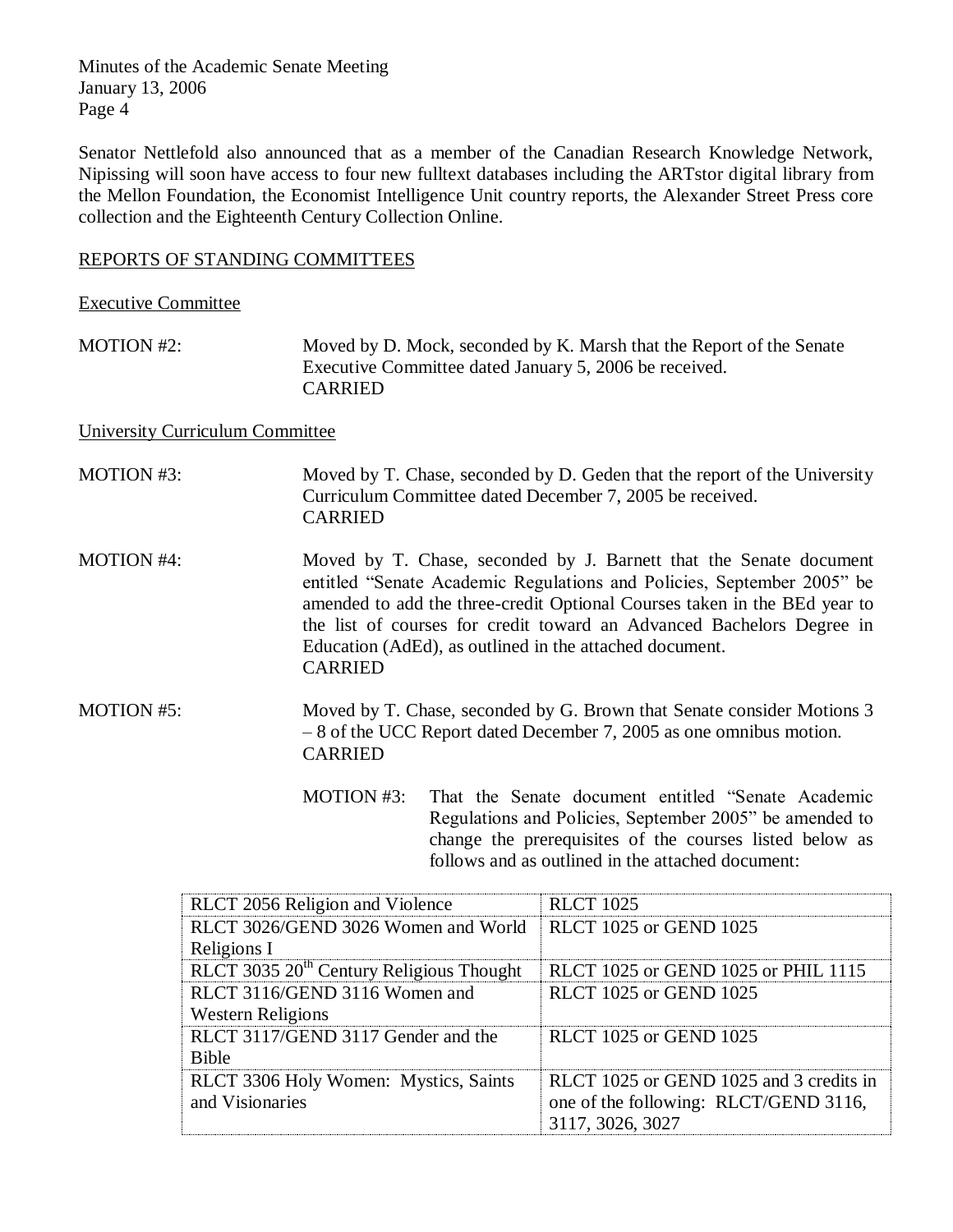Senator Nettlefold also announced that as a member of the Canadian Research Knowledge Network, Nipissing will soon have access to four new fulltext databases including the ARTstor digital library from the Mellon Foundation, the Economist Intelligence Unit country reports, the Alexander Street Press core collection and the Eighteenth Century Collection Online.

## REPORTS OF STANDING COMMITTEES

### Executive Committee

MOTION #2: Moved by D. Mock, seconded by K. Marsh that the Report of the Senate Executive Committee dated January 5, 2006 be received.
CARRIED

### University Curriculum Committee

MOTION #3: Moved by T. Chase, seconded by D. Geden that the report of the University Curriculum Committee dated December 7, 2005 be received.
CARRIED

MOTION #4: Moved by T. Chase, seconded by J. Barnett that the Senate document entitled "Senate Academic Regulations and Policies, September 2005" be amended to add the three-credit Optional Courses taken in the BEd year to the list of courses for credit toward an Advanced Bachelors Degree in Education (AdEd), as outlined in the attached document.
CARRIED

MOTION #5: Moved by T. Chase, seconded by G. Brown that Senate consider Motions 3 – 8 of the UCC Report dated December 7, 2005 as one omnibus motion.
CARRIED

MOTION #3: That the Senate document entitled "Senate Academic Regulations and Policies, September 2005" be amended to change the prerequisites of the courses listed below as follows and as outlined in the attached document:

| | |
|---|---|
| RLCT 2056 Religion and Violence | RLCT 1025 |
| RLCT 3026/GEND 3026 Women and World Religions I | RLCT 1025 or GEND 1025 |
| RLCT 3035 20th Century Religious Thought | RLCT 1025 or GEND 1025 or PHIL 1115 |
| RLCT 3116/GEND 3116 Women and Western Religions | RLCT 1025 or GEND 1025 |
| RLCT 3117/GEND 3117 Gender and the Bible | RLCT 1025 or GEND 1025 |
| RLCT 3306 Holy Women: Mystics, Saints and Visionaries | RLCT 1025 or GEND 1025 and 3 credits in one of the following: RLCT/GEND 3116, 3117, 3026, 3027 |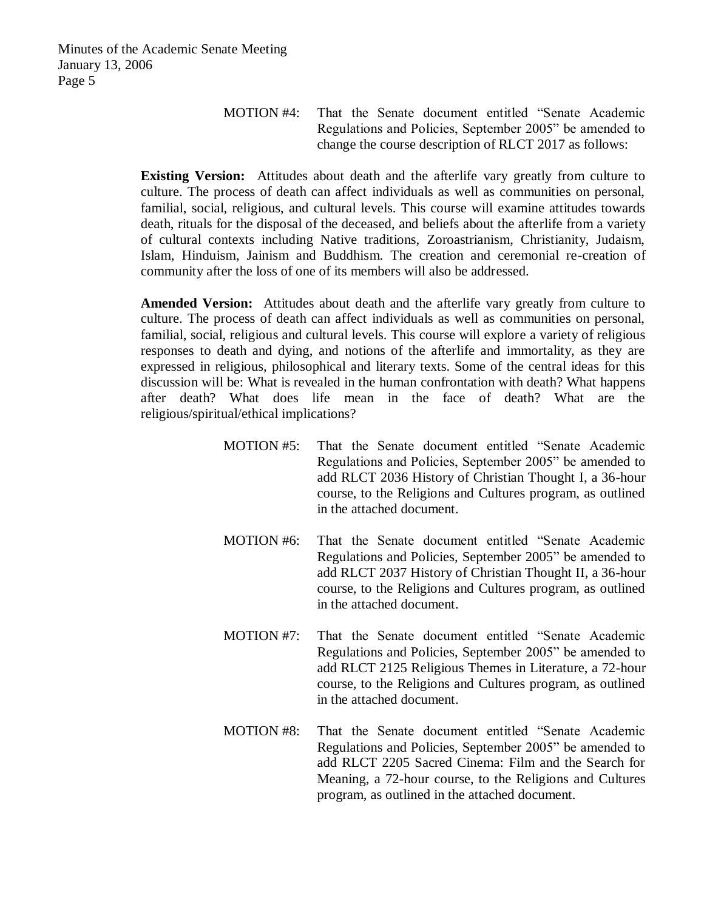MOTION #4: That the Senate document entitled "Senate Academic Regulations and Policies, September 2005" be amended to change the course description of RLCT 2017 as follows:

**Existing Version:** Attitudes about death and the afterlife vary greatly from culture to culture. The process of death can affect individuals as well as communities on personal, familial, social, religious, and cultural levels. This course will examine attitudes towards death, rituals for the disposal of the deceased, and beliefs about the afterlife from a variety of cultural contexts including Native traditions, Zoroastrianism, Christianity, Judaism, Islam, Hinduism, Jainism and Buddhism. The creation and ceremonial re-creation of community after the loss of one of its members will also be addressed.

**Amended Version:** Attitudes about death and the afterlife vary greatly from culture to culture. The process of death can affect individuals as well as communities on personal, familial, social, religious and cultural levels. This course will explore a variety of religious responses to death and dying, and notions of the afterlife and immortality, as they are expressed in religious, philosophical and literary texts. Some of the central ideas for this discussion will be: What is revealed in the human confrontation with death? What happens after death? What does life mean in the face of death? What are the religious/spiritual/ethical implications?

MOTION #5: That the Senate document entitled "Senate Academic Regulations and Policies, September 2005" be amended to add RLCT 2036 History of Christian Thought I, a 36-hour course, to the Religions and Cultures program, as outlined in the attached document.

MOTION #6: That the Senate document entitled "Senate Academic Regulations and Policies, September 2005" be amended to add RLCT 2037 History of Christian Thought II, a 36-hour course, to the Religions and Cultures program, as outlined in the attached document.

MOTION #7: That the Senate document entitled "Senate Academic Regulations and Policies, September 2005" be amended to add RLCT 2125 Religious Themes in Literature, a 72-hour course, to the Religions and Cultures program, as outlined in the attached document.

MOTION #8: That the Senate document entitled "Senate Academic Regulations and Policies, September 2005" be amended to add RLCT 2205 Sacred Cinema: Film and the Search for Meaning, a 72-hour course, to the Religions and Cultures program, as outlined in the attached document.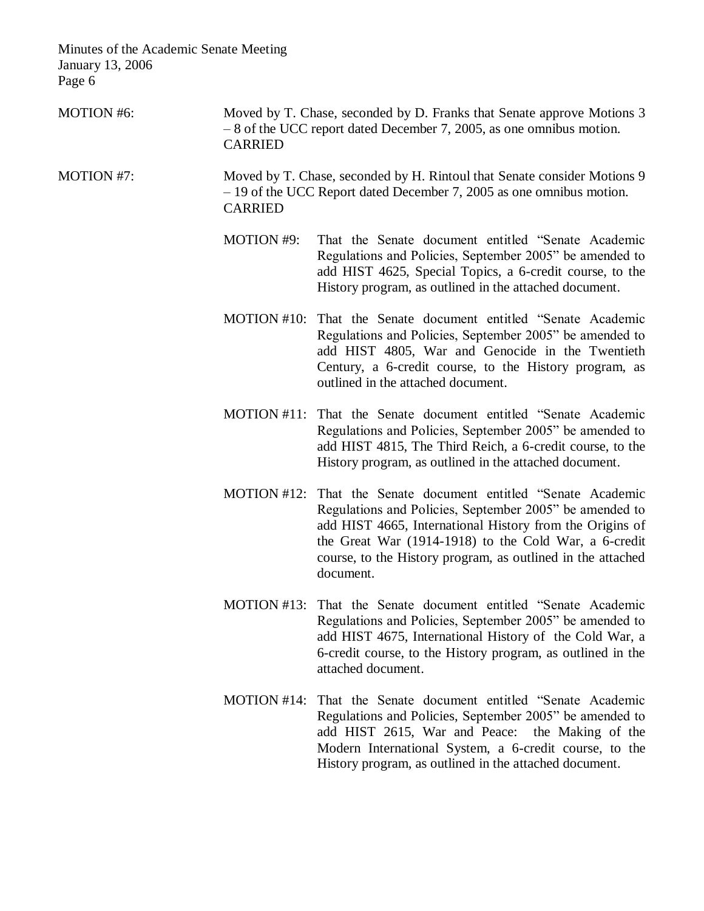MOTION #6: Moved by T. Chase, seconded by D. Franks that Senate approve Motions 3 – 8 of the UCC report dated December 7, 2005, as one omnibus motion.
CARRIED

MOTION #7: Moved by T. Chase, seconded by H. Rintoul that Senate consider Motions 9 – 19 of the UCC Report dated December 7, 2005 as one omnibus motion.
CARRIED

MOTION #9: That the Senate document entitled "Senate Academic Regulations and Policies, September 2005" be amended to add HIST 4625, Special Topics, a 6-credit course, to the History program, as outlined in the attached document.

MOTION #10: That the Senate document entitled "Senate Academic Regulations and Policies, September 2005" be amended to add HIST 4805, War and Genocide in the Twentieth Century, a 6-credit course, to the History program, as outlined in the attached document.

MOTION #11: That the Senate document entitled "Senate Academic Regulations and Policies, September 2005" be amended to add HIST 4815, The Third Reich, a 6-credit course, to the History program, as outlined in the attached document.

MOTION #12: That the Senate document entitled "Senate Academic Regulations and Policies, September 2005" be amended to add HIST 4665, International History from the Origins of the Great War (1914-1918) to the Cold War, a 6-credit course, to the History program, as outlined in the attached document.

MOTION #13: That the Senate document entitled "Senate Academic Regulations and Policies, September 2005" be amended to add HIST 4675, International History of the Cold War, a 6-credit course, to the History program, as outlined in the attached document.

MOTION #14: That the Senate document entitled "Senate Academic Regulations and Policies, September 2005" be amended to add HIST 2615, War and Peace: the Making of the Modern International System, a 6-credit course, to the History program, as outlined in the attached document.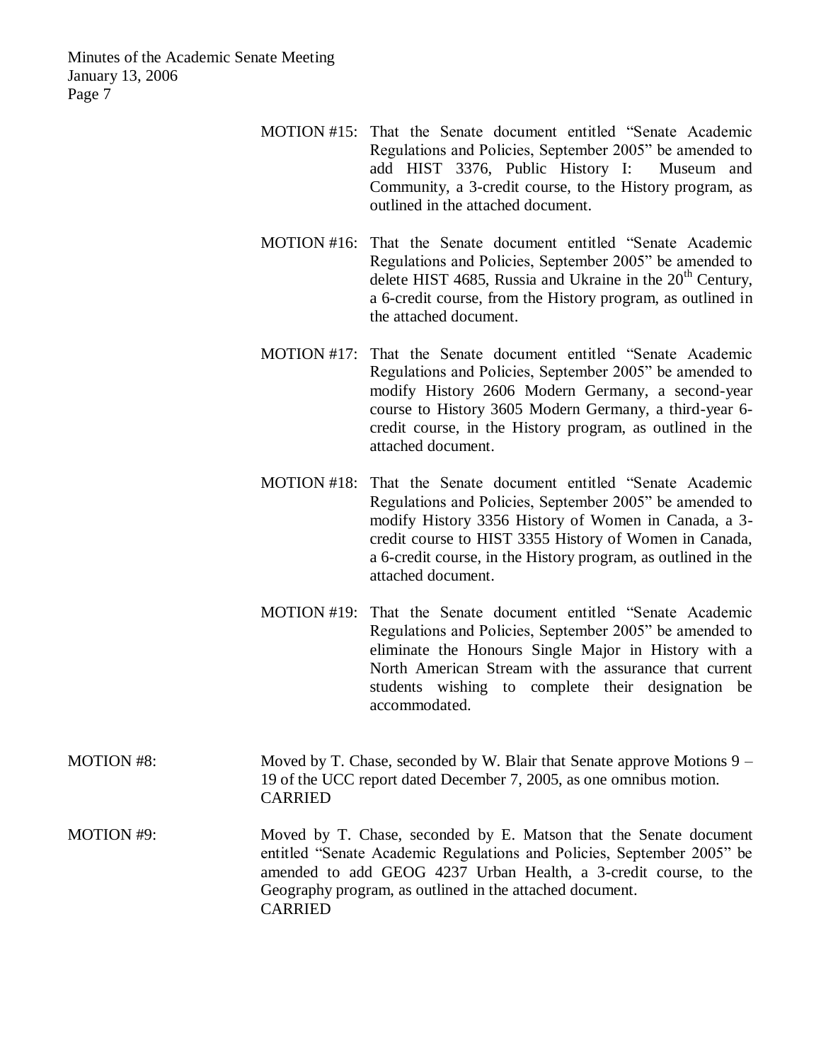MOTION #15: That the Senate document entitled "Senate Academic Regulations and Policies, September 2005" be amended to add HIST 3376, Public History I: Museum and Community, a 3-credit course, to the History program, as outlined in the attached document.

MOTION #16: That the Senate document entitled "Senate Academic Regulations and Policies, September 2005" be amended to delete HIST 4685, Russia and Ukraine in the $20^{th}$ Century, a 6-credit course, from the History program, as outlined in the attached document.

MOTION #17: That the Senate document entitled "Senate Academic Regulations and Policies, September 2005" be amended to modify History 2606 Modern Germany, a second-year course to History 3605 Modern Germany, a third-year 6-credit course, in the History program, as outlined in the attached document.

MOTION #18: That the Senate document entitled "Senate Academic Regulations and Policies, September 2005" be amended to modify History 3356 History of Women in Canada, a 3-credit course to HIST 3355 History of Women in Canada, a 6-credit course, in the History program, as outlined in the attached document.

MOTION #19: That the Senate document entitled "Senate Academic Regulations and Policies, September 2005" be amended to eliminate the Honours Single Major in History with a North American Stream with the assurance that current students wishing to complete their designation be accommodated.

MOTION #8: Moved by T. Chase, seconded by W. Blair that Senate approve Motions 9 – 19 of the UCC report dated December 7, 2005, as one omnibus motion.
CARRIED

MOTION #9: Moved by T. Chase, seconded by E. Matson that the Senate document entitled "Senate Academic Regulations and Policies, September 2005" be amended to add GEOG 4237 Urban Health, a 3-credit course, to the Geography program, as outlined in the attached document.
CARRIED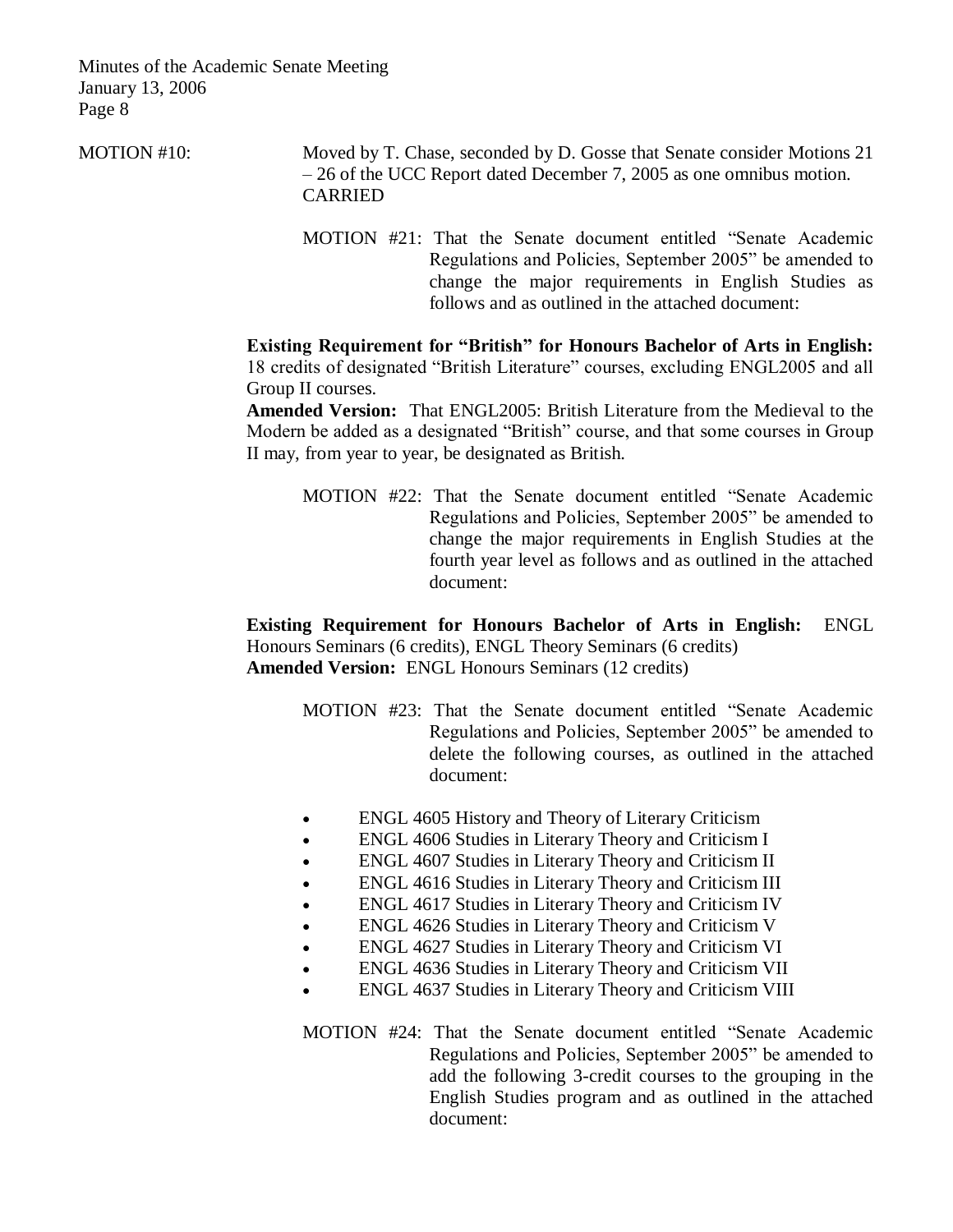MOTION #10: Moved by T. Chase, seconded by D. Gosse that Senate consider Motions 21 – 26 of the UCC Report dated December 7, 2005 as one omnibus motion. CARRIED

MOTION #21: That the Senate document entitled "Senate Academic Regulations and Policies, September 2005" be amended to change the major requirements in English Studies as follows and as outlined in the attached document:

**Existing Requirement for "British" for Honours Bachelor of Arts in English:** 18 credits of designated "British Literature" courses, excluding ENGL2005 and all Group II courses.
**Amended Version:** That ENGL2005: British Literature from the Medieval to the Modern be added as a designated "British" course, and that some courses in Group II may, from year to year, be designated as British.

MOTION #22: That the Senate document entitled "Senate Academic Regulations and Policies, September 2005" be amended to change the major requirements in English Studies at the fourth year level as follows and as outlined in the attached document:

**Existing Requirement for Honours Bachelor of Arts in English:** ENGL Honours Seminars (6 credits), ENGL Theory Seminars (6 credits)
**Amended Version:** ENGL Honours Seminars (12 credits)

MOTION #23: That the Senate document entitled "Senate Academic Regulations and Policies, September 2005" be amended to delete the following courses, as outlined in the attached document:

- ENGL 4605 History and Theory of Literary Criticism
- ENGL 4606 Studies in Literary Theory and Criticism I
- ENGL 4607 Studies in Literary Theory and Criticism II
- ENGL 4616 Studies in Literary Theory and Criticism III
- ENGL 4617 Studies in Literary Theory and Criticism IV
- ENGL 4626 Studies in Literary Theory and Criticism V
- ENGL 4627 Studies in Literary Theory and Criticism VI
- ENGL 4636 Studies in Literary Theory and Criticism VII
- ENGL 4637 Studies in Literary Theory and Criticism VIII

MOTION #24: That the Senate document entitled "Senate Academic Regulations and Policies, September 2005" be amended to add the following 3-credit courses to the grouping in the English Studies program and as outlined in the attached document: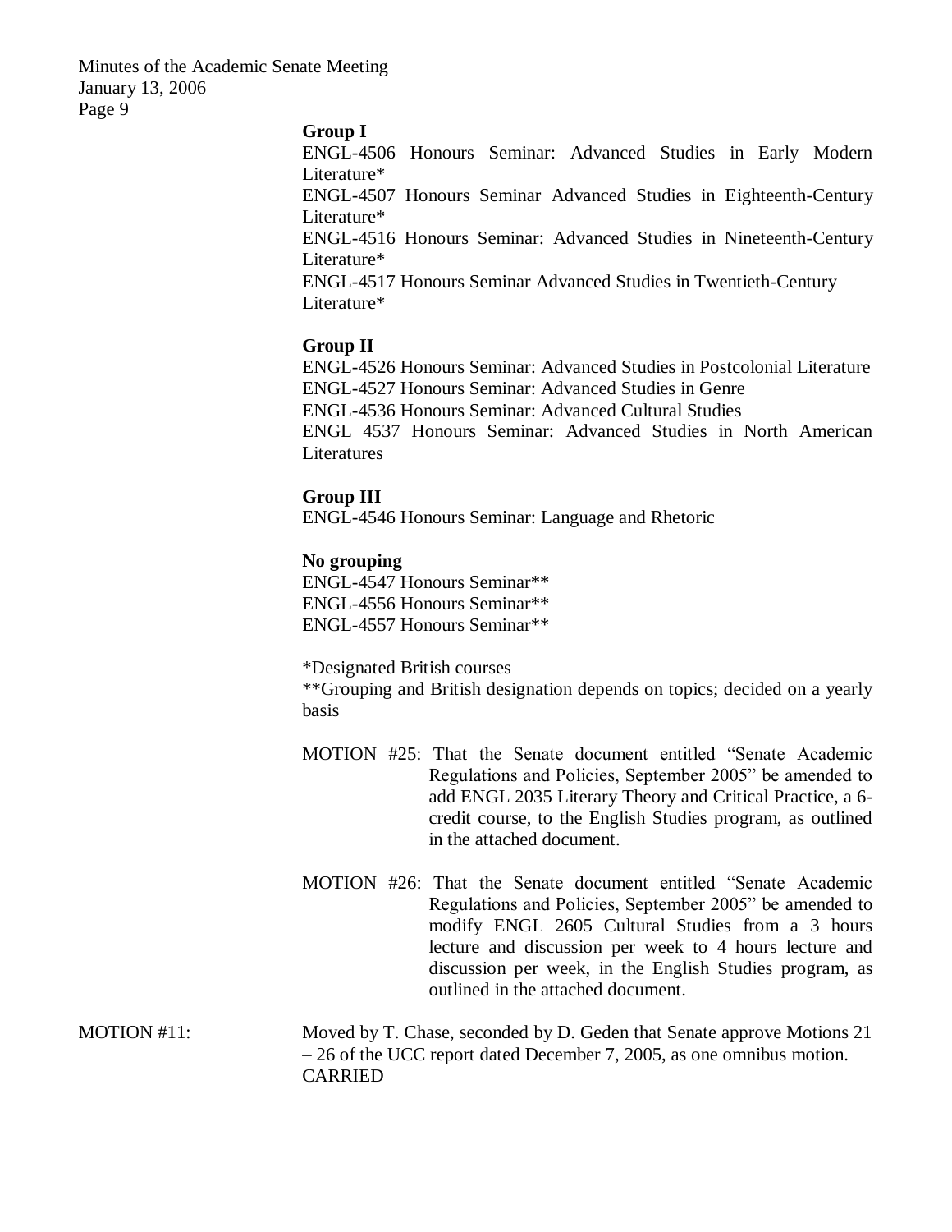**Group I**

ENGL-4506 Honours Seminar: Advanced Studies in Early Modern Literature*
ENGL-4507 Honours Seminar Advanced Studies in Eighteenth-Century Literature*
ENGL-4516 Honours Seminar: Advanced Studies in Nineteenth-Century Literature*
ENGL-4517 Honours Seminar Advanced Studies in Twentieth-Century Literature*

**Group II**

ENGL-4526 Honours Seminar: Advanced Studies in Postcolonial Literature
ENGL-4527 Honours Seminar: Advanced Studies in Genre
ENGL-4536 Honours Seminar: Advanced Cultural Studies
ENGL 4537 Honours Seminar: Advanced Studies in North American Literatures

**Group III**

ENGL-4546 Honours Seminar: Language and Rhetoric

**No grouping**

ENGL-4547 Honours Seminar**
ENGL-4556 Honours Seminar**
ENGL-4557 Honours Seminar**

*Designated British courses
**Grouping and British designation depends on topics; decided on a yearly basis

MOTION #25: That the Senate document entitled "Senate Academic Regulations and Policies, September 2005" be amended to add ENGL 2035 Literary Theory and Critical Practice, a 6-credit course, to the English Studies program, as outlined in the attached document.

MOTION #26: That the Senate document entitled "Senate Academic Regulations and Policies, September 2005" be amended to modify ENGL 2605 Cultural Studies from a 3 hours lecture and discussion per week to 4 hours lecture and discussion per week, in the English Studies program, as outlined in the attached document.

MOTION #11: Moved by T. Chase, seconded by D. Geden that Senate approve Motions 21 – 26 of the UCC report dated December 7, 2005, as one omnibus motion.
CARRIED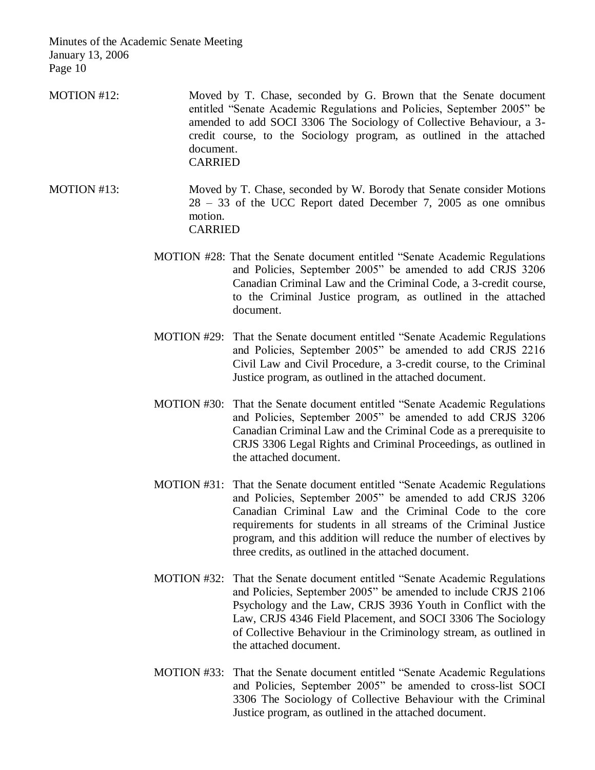MOTION #12: Moved by T. Chase, seconded by G. Brown that the Senate document entitled “Senate Academic Regulations and Policies, September 2005” be amended to add SOCI 3306 The Sociology of Collective Behaviour, a 3-credit course, to the Sociology program, as outlined in the attached document.
CARRIED

MOTION #13: Moved by T. Chase, seconded by W. Borody that Senate consider Motions 28 – 33 of the UCC Report dated December 7, 2005 as one omnibus motion.
CARRIED

MOTION #28: That the Senate document entitled “Senate Academic Regulations and Policies, September 2005” be amended to add CRJS 3206 Canadian Criminal Law and the Criminal Code, a 3-credit course, to the Criminal Justice program, as outlined in the attached document.

MOTION #29: That the Senate document entitled “Senate Academic Regulations and Policies, September 2005” be amended to add CRJS 2216 Civil Law and Civil Procedure, a 3-credit course, to the Criminal Justice program, as outlined in the attached document.

MOTION #30: That the Senate document entitled “Senate Academic Regulations and Policies, September 2005” be amended to add CRJS 3206 Canadian Criminal Law and the Criminal Code as a prerequisite to CRJS 3306 Legal Rights and Criminal Proceedings, as outlined in the attached document.

MOTION #31: That the Senate document entitled “Senate Academic Regulations and Policies, September 2005” be amended to add CRJS 3206 Canadian Criminal Law and the Criminal Code to the core requirements for students in all streams of the Criminal Justice program, and this addition will reduce the number of electives by three credits, as outlined in the attached document.

MOTION #32: That the Senate document entitled “Senate Academic Regulations and Policies, September 2005” be amended to include CRJS 2106 Psychology and the Law, CRJS 3936 Youth in Conflict with the Law, CRJS 4346 Field Placement, and SOCI 3306 The Sociology of Collective Behaviour in the Criminology stream, as outlined in the attached document.

MOTION #33: That the Senate document entitled “Senate Academic Regulations and Policies, September 2005” be amended to cross-list SOCI 3306 The Sociology of Collective Behaviour with the Criminal Justice program, as outlined in the attached document.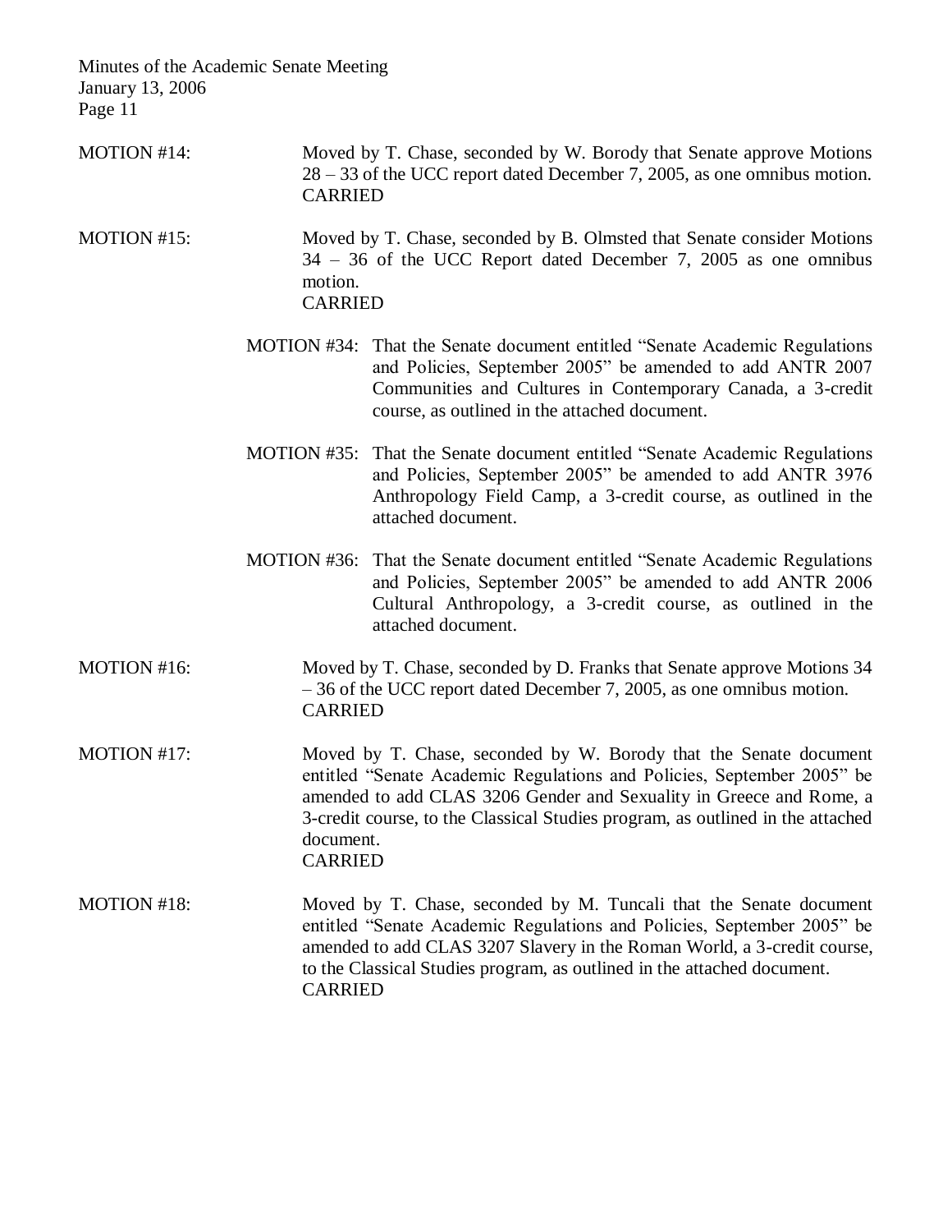MOTION #14: Moved by T. Chase, seconded by W. Borody that Senate approve Motions 28 – 33 of the UCC report dated December 7, 2005, as one omnibus motion.
CARRIED

MOTION #15: Moved by T. Chase, seconded by B. Olmsted that Senate consider Motions 34 – 36 of the UCC Report dated December 7, 2005 as one omnibus motion.
CARRIED

> MOTION #34: That the Senate document entitled "Senate Academic Regulations and Policies, September 2005" be amended to add ANTR 2007 Communities and Cultures in Contemporary Canada, a 3-credit course, as outlined in the attached document.
>
> MOTION #35: That the Senate document entitled "Senate Academic Regulations and Policies, September 2005" be amended to add ANTR 3976 Anthropology Field Camp, a 3-credit course, as outlined in the attached document.
>
> MOTION #36: That the Senate document entitled "Senate Academic Regulations and Policies, September 2005" be amended to add ANTR 2006 Cultural Anthropology, a 3-credit course, as outlined in the attached document.

MOTION #16: Moved by T. Chase, seconded by D. Franks that Senate approve Motions 34 – 36 of the UCC report dated December 7, 2005, as one omnibus motion.
CARRIED

MOTION #17: Moved by T. Chase, seconded by W. Borody that the Senate document entitled "Senate Academic Regulations and Policies, September 2005" be amended to add CLAS 3206 Gender and Sexuality in Greece and Rome, a 3-credit course, to the Classical Studies program, as outlined in the attached document.
CARRIED

MOTION #18: Moved by T. Chase, seconded by M. Tuncali that the Senate document entitled "Senate Academic Regulations and Policies, September 2005" be amended to add CLAS 3207 Slavery in the Roman World, a 3-credit course, to the Classical Studies program, as outlined in the attached document.
CARRIED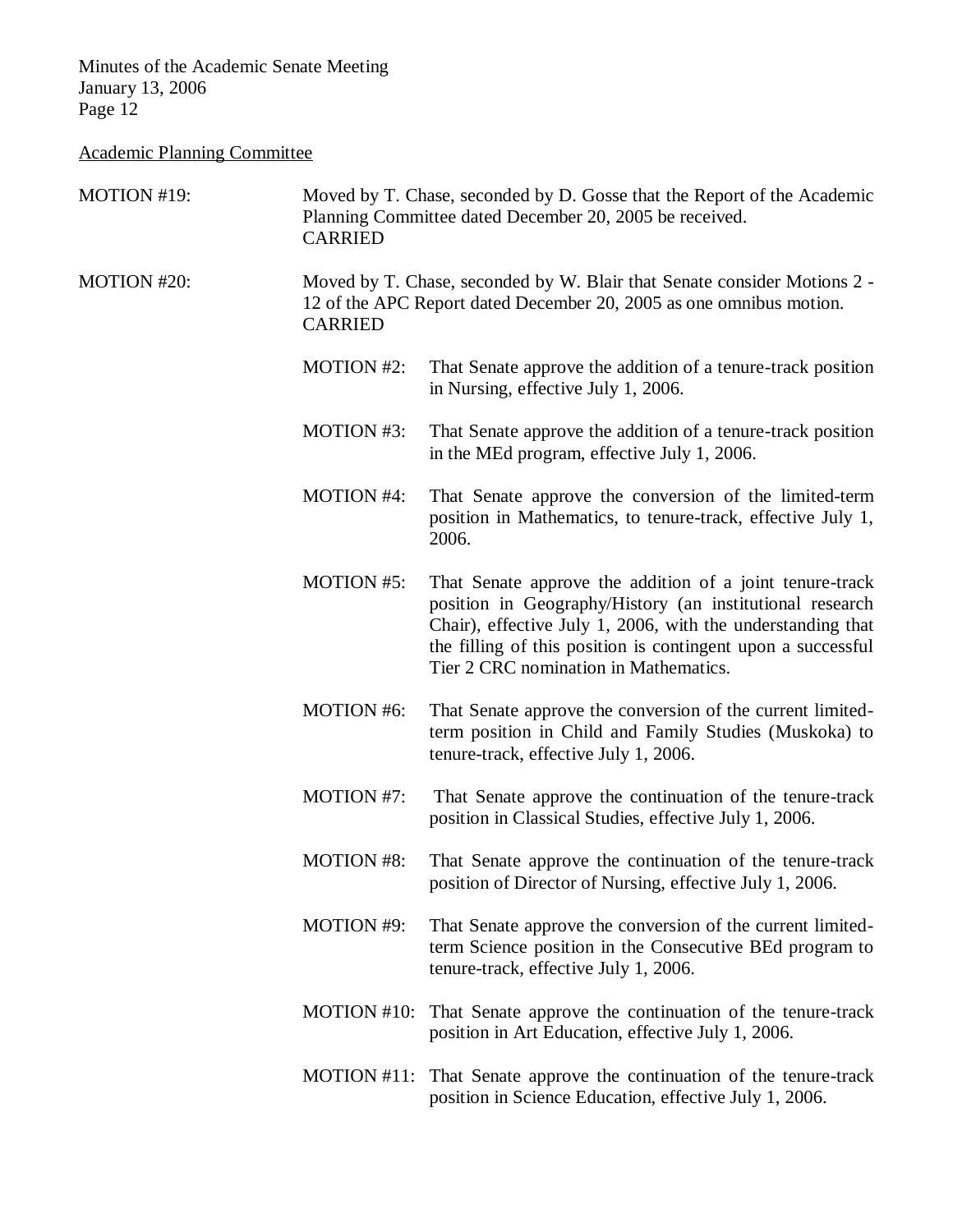Academic Planning Committee

MOTION #19: Moved by T. Chase, seconded by D. Gosse that the Report of the Academic Planning Committee dated December 20, 2005 be received.
CARRIED

MOTION #20: Moved by T. Chase, seconded by W. Blair that Senate consider Motions 2 - 12 of the APC Report dated December 20, 2005 as one omnibus motion.
CARRIED

- MOTION #2: That Senate approve the addition of a tenure-track position in Nursing, effective July 1, 2006.

- MOTION #3: That Senate approve the addition of a tenure-track position in the MEd program, effective July 1, 2006.

- MOTION #4: That Senate approve the conversion of the limited-term position in Mathematics, to tenure-track, effective July 1, 2006.

- MOTION #5: That Senate approve the addition of a joint tenure-track position in Geography/History (an institutional research Chair), effective July 1, 2006, with the understanding that the filling of this position is contingent upon a successful Tier 2 CRC nomination in Mathematics.

- MOTION #6: That Senate approve the conversion of the current limited-term position in Child and Family Studies (Muskoka) to tenure-track, effective July 1, 2006.

- MOTION #7: That Senate approve the continuation of the tenure-track position in Classical Studies, effective July 1, 2006.

- MOTION #8: That Senate approve the continuation of the tenure-track position of Director of Nursing, effective July 1, 2006.

- MOTION #9: That Senate approve the conversion of the current limited-term Science position in the Consecutive BEd program to tenure-track, effective July 1, 2006.

- MOTION #10: That Senate approve the continuation of the tenure-track position in Art Education, effective July 1, 2006.

- MOTION #11: That Senate approve the continuation of the tenure-track position in Science Education, effective July 1, 2006.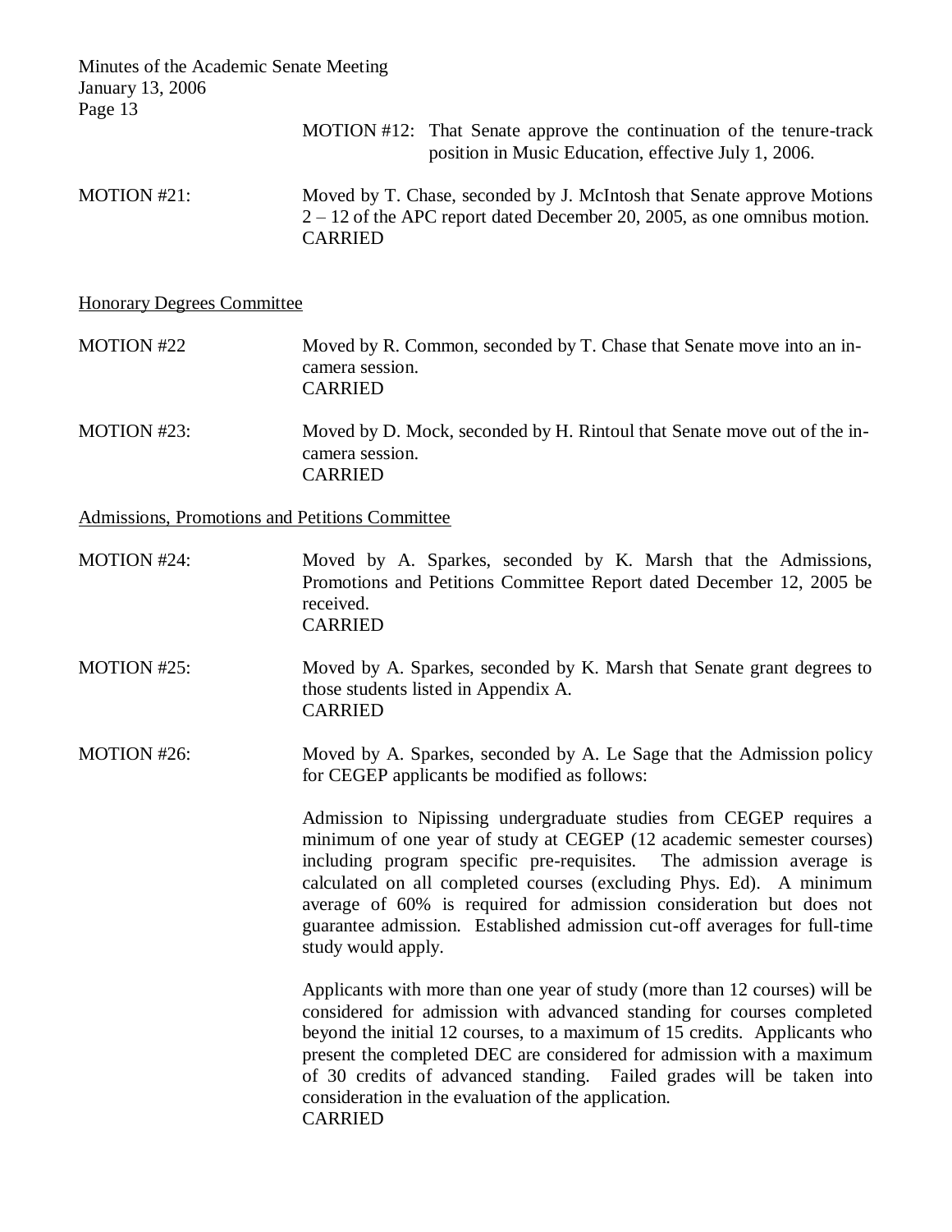MOTION #12: That Senate approve the continuation of the tenure-track position in Music Education, effective July 1, 2006.

MOTION #21: Moved by T. Chase, seconded by J. McIntosh that Senate approve Motions 2 – 12 of the APC report dated December 20, 2005, as one omnibus motion.
CARRIED

Honorary Degrees Committee

MOTION #22 Moved by R. Common, seconded by T. Chase that Senate move into an in-camera session.
CARRIED

MOTION #23: Moved by D. Mock, seconded by H. Rintoul that Senate move out of the in-camera session.
CARRIED

Admissions, Promotions and Petitions Committee

MOTION #24: Moved by A. Sparkes, seconded by K. Marsh that the Admissions, Promotions and Petitions Committee Report dated December 12, 2005 be received.
CARRIED

MOTION #25: Moved by A. Sparkes, seconded by K. Marsh that Senate grant degrees to those students listed in Appendix A.
CARRIED

MOTION #26: Moved by A. Sparkes, seconded by A. Le Sage that the Admission policy for CEGEP applicants be modified as follows:

Admission to Nipissing undergraduate studies from CEGEP requires a minimum of one year of study at CEGEP (12 academic semester courses) including program specific pre-requisites. The admission average is calculated on all completed courses (excluding Phys. Ed). A minimum average of 60% is required for admission consideration but does not guarantee admission. Established admission cut-off averages for full-time study would apply.

Applicants with more than one year of study (more than 12 courses) will be considered for admission with advanced standing for courses completed beyond the initial 12 courses, to a maximum of 15 credits. Applicants who present the completed DEC are considered for admission with a maximum of 30 credits of advanced standing. Failed grades will be taken into consideration in the evaluation of the application.
CARRIED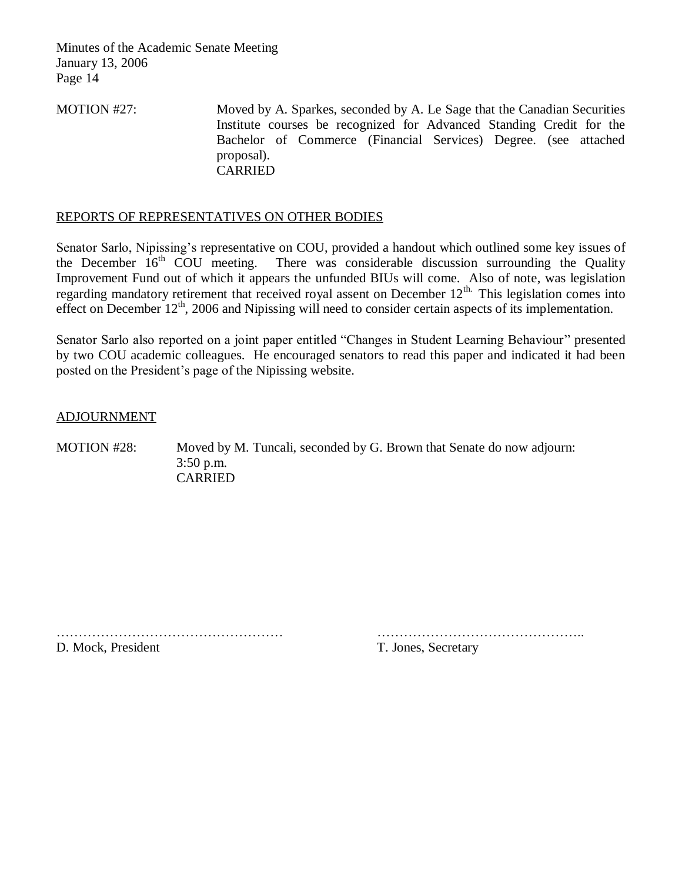MOTION #27: Moved by A. Sparkes, seconded by A. Le Sage that the Canadian Securities Institute courses be recognized for Advanced Standing Credit for the Bachelor of Commerce (Financial Services) Degree. (see attached proposal).
CARRIED

## REPORTS OF REPRESENTATIVES ON OTHER BODIES

Senator Sarlo, Nipissing's representative on COU, provided a handout which outlined some key issues of the December 16th COU meeting. There was considerable discussion surrounding the Quality Improvement Fund out of which it appears the unfunded BIUs will come. Also of note, was legislation regarding mandatory retirement that received royal assent on December 12th. This legislation comes into effect on December 12th, 2006 and Nipissing will need to consider certain aspects of its implementation.

Senator Sarlo also reported on a joint paper entitled "Changes in Student Learning Behaviour" presented by two COU academic colleagues. He encouraged senators to read this paper and indicated it had been posted on the President's page of the Nipissing website.

## ADJOURNMENT

MOTION #28: Moved by M. Tuncali, seconded by G. Brown that Senate do now adjourn: 3:50 p.m.
CARRIED

……………………………………………
D. Mock, President

………………………………………..
T. Jones, Secretary